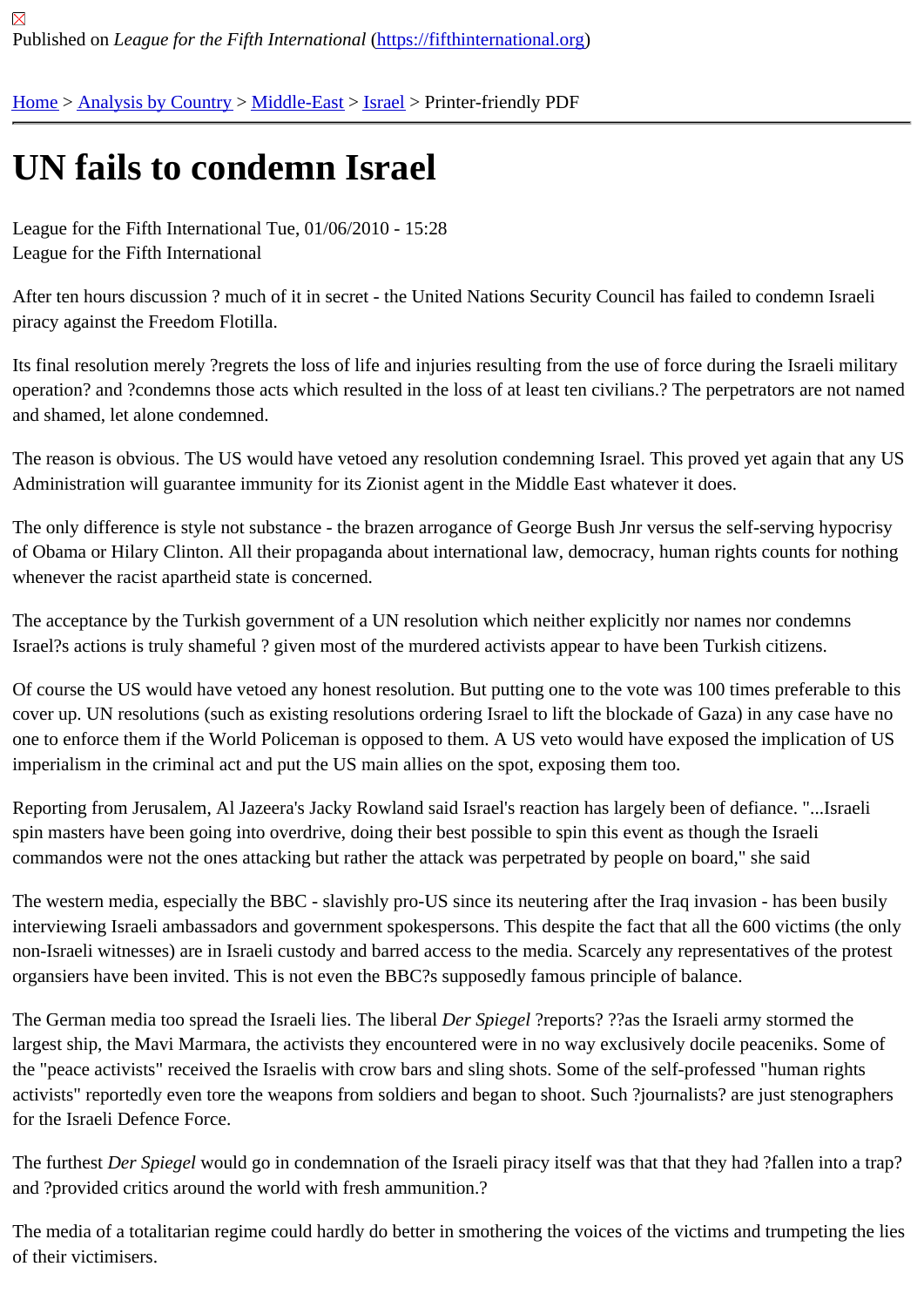Published on *League for the Fifth International* (https://fifthinternational.org)

Home > Analysis by Country > Middle-East > Israel > Printer-friendly PDF

# UN fails to condemn Israel

League for the Fifth International Tue, 01/06/2010 - 15:28
League for the Fifth International

After ten hours discussion ? much of it in secret - the United Nations Security Council has failed to condemn Israeli piracy against the Freedom Flotilla.

Its final resolution merely ?regrets the loss of life and injuries resulting from the use of force during the Israeli military operation? and ?condemns those acts which resulted in the loss of at least ten civilians.? The perpetrators are not named and shamed, let alone condemned.

The reason is obvious. The US would have vetoed any resolution condemning Israel. This proved yet again that any US Administration will guarantee immunity for its Zionist agent in the Middle East whatever it does.

The only difference is style not substance - the brazen arrogance of George Bush Jnr versus the self-serving hypocrisy of Obama or Hilary Clinton. All their propaganda about international law, democracy, human rights counts for nothing whenever the racist apartheid state is concerned.

The acceptance by the Turkish government of a UN resolution which neither explicitly nor names nor condemns Israel?s actions is truly shameful ? given most of the murdered activists appear to have been Turkish citizens.

Of course the US would have vetoed any honest resolution. But putting one to the vote was 100 times preferable to this cover up. UN resolutions (such as existing resolutions ordering Israel to lift the blockade of Gaza) in any case have no one to enforce them if the World Policeman is opposed to them. A US veto would have exposed the implication of US imperialism in the criminal act and put the US main allies on the spot, exposing them too.

Reporting from Jerusalem, Al Jazeera's Jacky Rowland said Israel's reaction has largely been of defiance. "...Israeli spin masters have been going into overdrive, doing their best possible to spin this event as though the Israeli commandos were not the ones attacking but rather the attack was perpetrated by people on board," she said

The western media, especially the BBC - slavishly pro-US since its neutering after the Iraq invasion - has been busily interviewing Israeli ambassadors and government spokespersons. This despite the fact that all the 600 victims (the only non-Israeli witnesses) are in Israeli custody and barred access to the media. Scarcely any representatives of the protest organsiers have been invited. This is not even the BBC?s supposedly famous principle of balance.

The German media too spread the Israeli lies. The liberal *Der Spiegel* ?reports? ??as the Israeli army stormed the largest ship, the Mavi Marmara, the activists they encountered were in no way exclusively docile peaceniks. Some of the "peace activists" received the Israelis with crow bars and sling shots. Some of the self-professed "human rights activists" reportedly even tore the weapons from soldiers and began to shoot. Such ?journalists? are just stenographers for the Israeli Defence Force.

The furthest *Der Spiegel* would go in condemnation of the Israeli piracy itself was that that they had ?fallen into a trap? and ?provided critics around the world with fresh ammunition.?

The media of a totalitarian regime could hardly do better in smothering the voices of the victims and trumpeting the lies of their victimisers.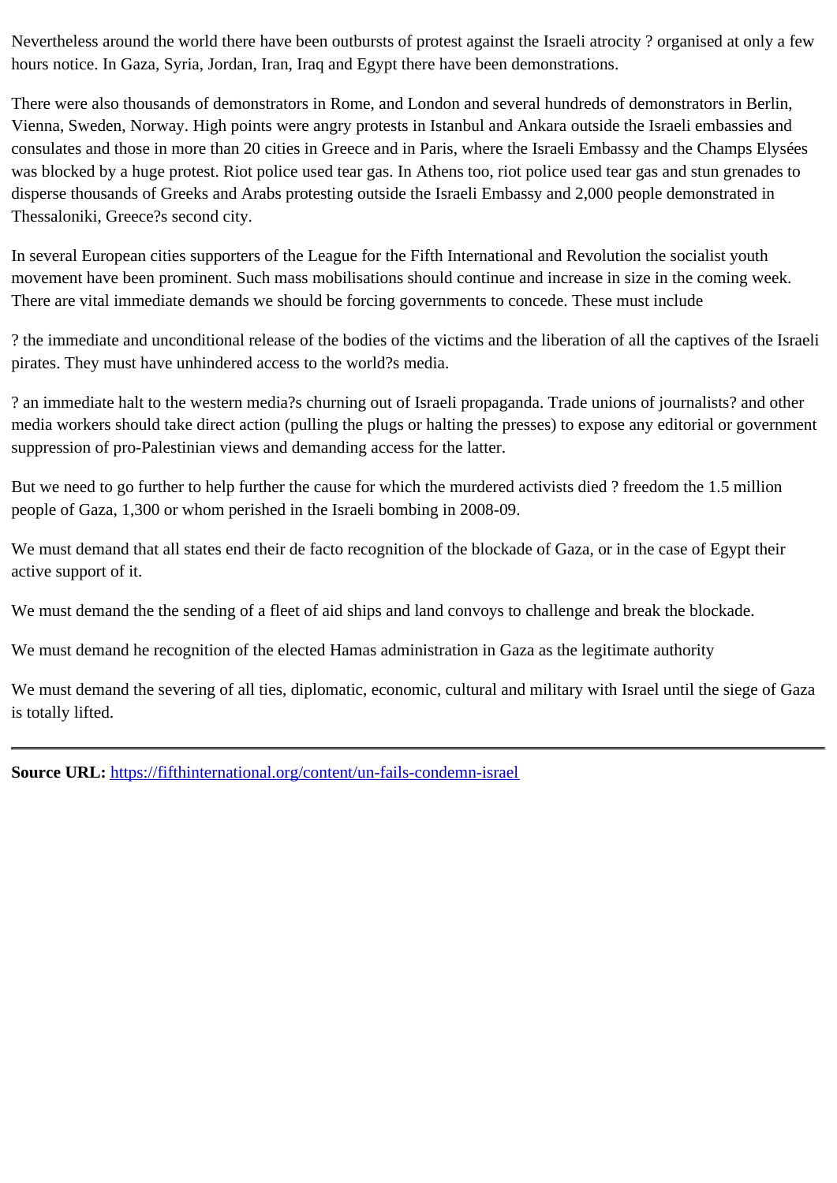Nevertheless around the world there have been outbursts of protest against the Israeli atrocity ? organised at only a few hours notice. In Gaza, Syria, Jordan, Iran, Iraq and Egypt there have been demonstrations.

There were also thousands of demonstrators in Rome, and London and several hundreds of demonstrators in Berlin, Vienna, Sweden, Norway. High points were angry protests in Istanbul and Ankara outside the Israeli embassies and consulates and those in more than 20 cities in Greece and in Paris, where the Israeli Embassy and the Champs Elysées was blocked by a huge protest. Riot police used tear gas. In Athens too, riot police used tear gas and stun grenades to disperse thousands of Greeks and Arabs protesting outside the Israeli Embassy and 2,000 people demonstrated in Thessaloniki, Greece?s second city.

In several European cities supporters of the League for the Fifth International and Revolution the socialist youth movement have been prominent. Such mass mobilisations should continue and increase in size in the coming week. There are vital immediate demands we should be forcing governments to concede. These must include

? the immediate and unconditional release of the bodies of the victims and the liberation of all the captives of the Israeli pirates. They must have unhindered access to the world?s media.

? an immediate halt to the western media?s churning out of Israeli propaganda. Trade unions of journalists? and other media workers should take direct action (pulling the plugs or halting the presses) to expose any editorial or government suppression of pro-Palestinian views and demanding access for the latter.

But we need to go further to help further the cause for which the murdered activists died ? freedom the 1.5 million people of Gaza, 1,300 or whom perished in the Israeli bombing in 2008-09.

We must demand that all states end their de facto recognition of the blockade of Gaza, or in the case of Egypt their active support of it.

We must demand the the sending of a fleet of aid ships and land convoys to challenge and break the blockade.

We must demand he recognition of the elected Hamas administration in Gaza as the legitimate authority

We must demand the severing of all ties, diplomatic, economic, cultural and military with Israel until the siege of Gaza is totally lifted.

---

**Source URL:** https://fifthinternational.org/content/un-fails-condemn-israel